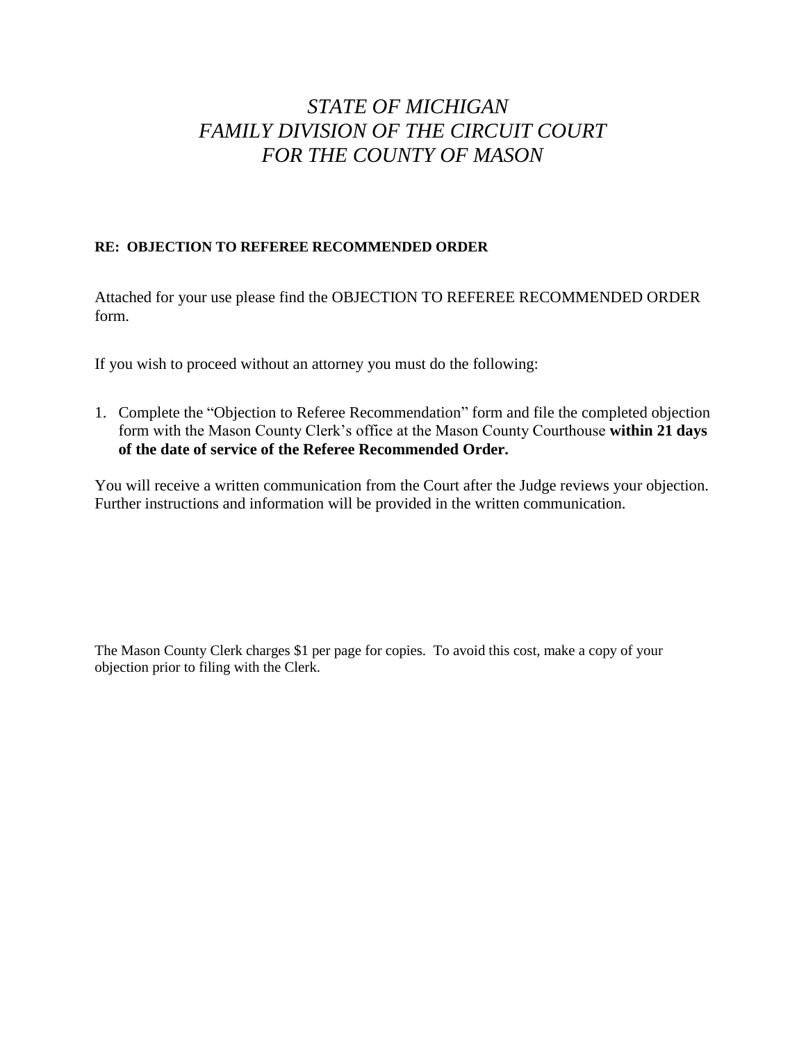# *STATE OF MICHIGAN*
# *FAMILY DIVISION OF THE CIRCUIT COURT*
# *FOR THE COUNTY OF MASON*

**RE: OBJECTION TO REFEREE RECOMMENDED ORDER**

Attached for your use please find the OBJECTION TO REFEREE RECOMMENDED ORDER form.

If you wish to proceed without an attorney you must do the following:

1. Complete the "Objection to Referee Recommendation" form and file the completed objection form with the Mason County Clerk's office at the Mason County Courthouse **within 21 days of the date of service of the Referee Recommended Order.**

You will receive a written communication from the Court after the Judge reviews your objection. Further instructions and information will be provided in the written communication.

The Mason County Clerk charges $1 per page for copies. To avoid this cost, make a copy of your objection prior to filing with the Clerk.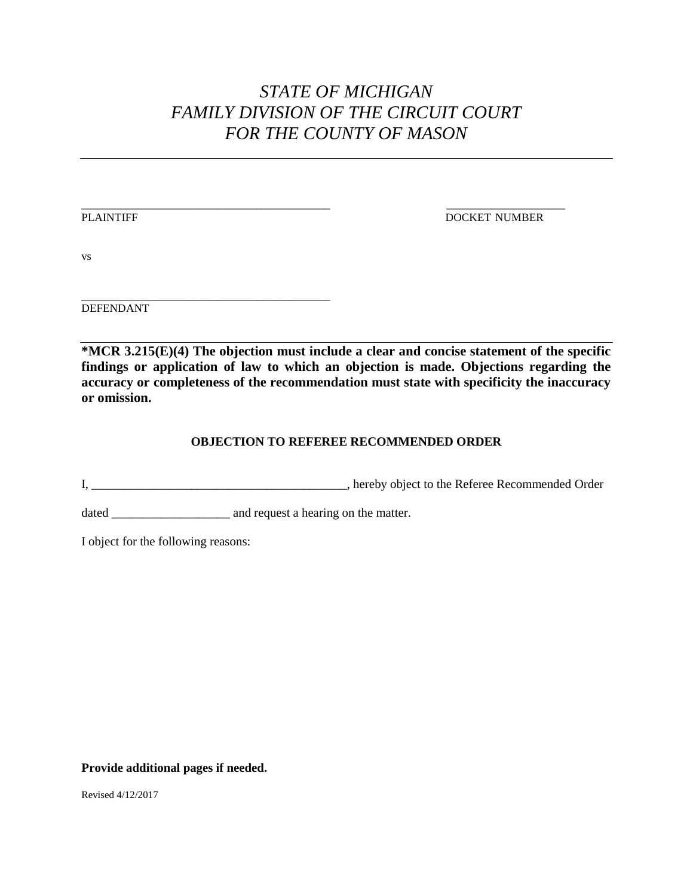*STATE OF MICHIGAN*
*FAMILY DIVISION OF THE CIRCUIT COURT*
*FOR THE COUNTY OF MASON*

---

\_\_\_\_\_\_\_\_\_\_\_\_\_\_\_\_\_\_\_\_\_\_\_\_\_\_\_\_\_\_\_\_\_\_\_\_\_\_\_\_\_\_\_\_ \_\_\_\_\_\_\_\_\_\_\_\_\_\_\_\_\_\_\_\_\_
PLAINTIFF DOCKET NUMBER

vs

\_\_\_\_\_\_\_\_\_\_\_\_\_\_\_\_\_\_\_\_\_\_\_\_\_\_\_\_\_\_\_\_\_\_\_\_\_\_\_\_\_\_\_\_
DEFENDANT

---

**\*MCR 3.215(E)(4) The objection must include a clear and concise statement of the specific findings or application of law to which an objection is made. Objections regarding the accuracy or completeness of the recommendation must state with specificity the inaccuracy or omission.**

**OBJECTION TO REFEREE RECOMMENDED ORDER**

I, \_\_\_\_\_\_\_\_\_\_\_\_\_\_\_\_\_\_\_\_\_\_\_\_\_\_\_\_\_\_\_\_\_\_\_\_\_\_\_\_\_\_, hereby object to the Referee Recommended Order

dated \_\_\_\_\_\_\_\_\_\_\_\_\_\_\_\_\_\_\_ and request a hearing on the matter.

I object for the following reasons:

**Provide additional pages if needed.**

Revised 4/12/2017